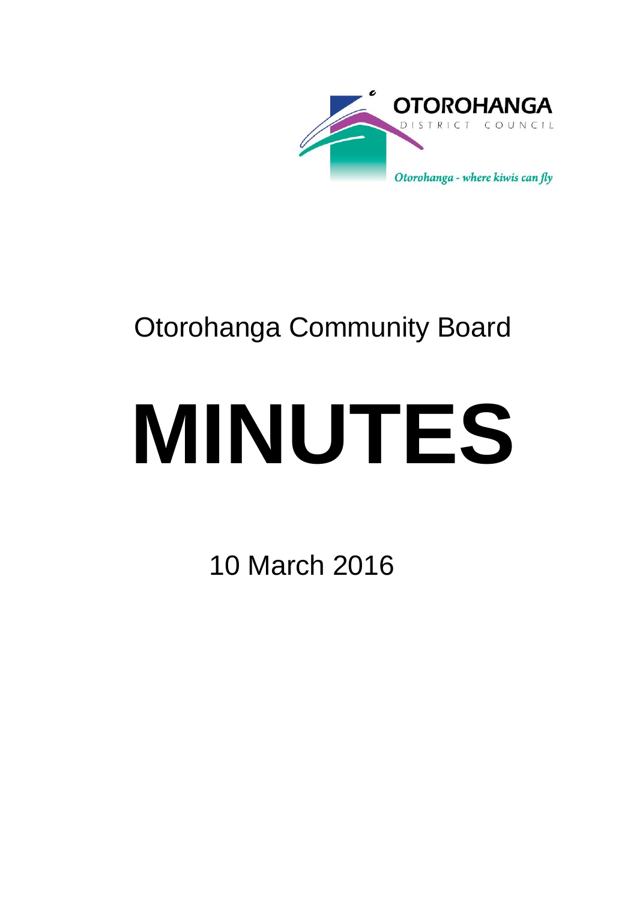OTOROHANGA DISTRICT COUNCIL

*Otorohanga - where kiwis can fly*

# Otorohanga Community Board

# MINUTES

10 March 2016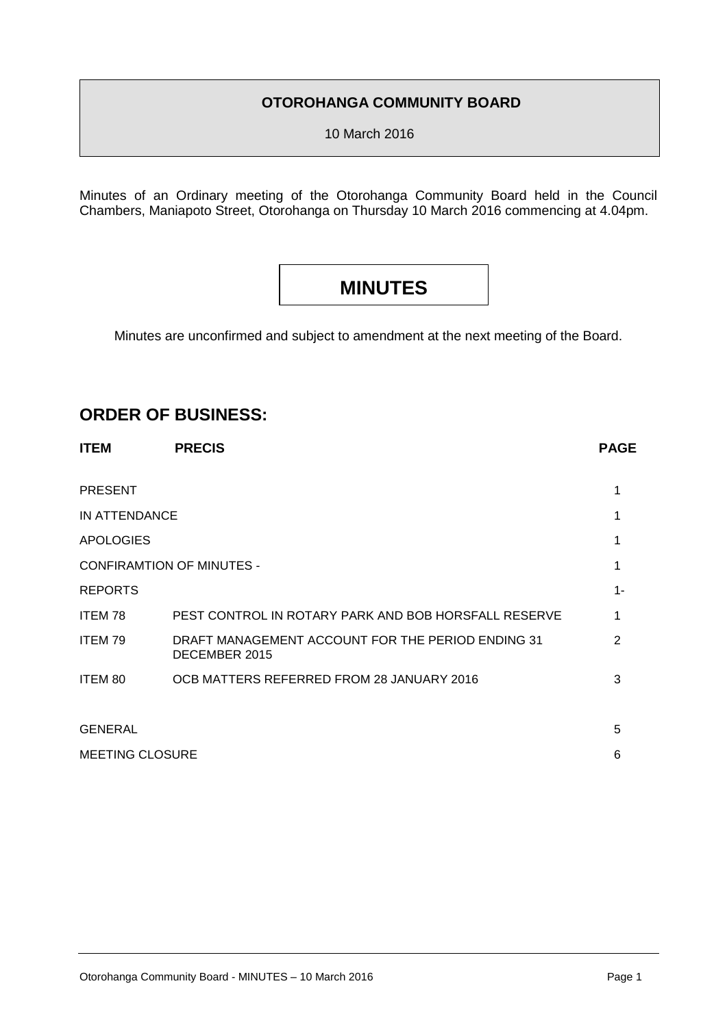**OTOROHANGA COMMUNITY BOARD**

10 March 2016

Minutes of an Ordinary meeting of the Otorohanga Community Board held in the Council Chambers, Maniapoto Street, Otorohanga on Thursday 10 March 2016 commencing at 4.04pm.

# MINUTES

Minutes are unconfirmed and subject to amendment at the next meeting of the Board.

## ORDER OF BUSINESS:

| ITEM | PRECIS | PAGE |
|---|---|---|
| PRESENT | | 1 |
| IN ATTENDANCE | | 1 |
| APOLOGIES | | 1 |
| CONFIRAMTION OF MINUTES - | | 1 |
| REPORTS | | 1- |
| ITEM 78 | PEST CONTROL IN ROTARY PARK AND BOB HORSFALL RESERVE | 1 |
| ITEM 79 | DRAFT MANAGEMENT ACCOUNT FOR THE PERIOD ENDING 31 DECEMBER 2015 | 2 |
| ITEM 80 | OCB MATTERS REFERRED FROM 28 JANUARY 2016 | 3 |
| GENERAL | | 5 |
| MEETING CLOSURE | | 6 |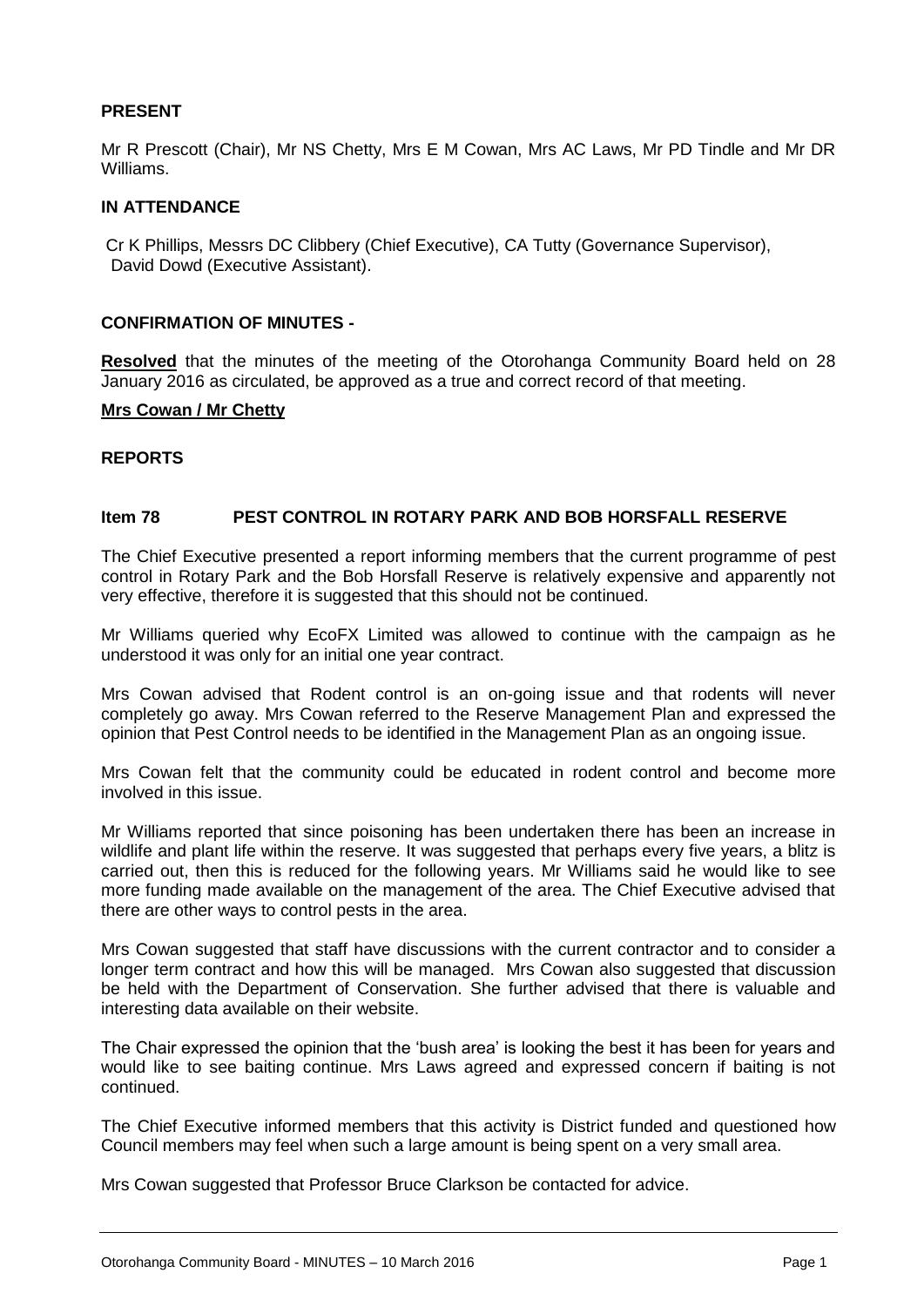**PRESENT**

Mr R Prescott (Chair), Mr NS Chetty, Mrs E M Cowan, Mrs AC Laws, Mr PD Tindle and Mr DR Williams.

**IN ATTENDANCE**

Cr K Phillips, Messrs DC Clibbery (Chief Executive), CA Tutty (Governance Supervisor), David Dowd (Executive Assistant).

**CONFIRMATION OF MINUTES -**

**Resolved** that the minutes of the meeting of the Otorohanga Community Board held on 28 January 2016 as circulated, be approved as a true and correct record of that meeting.

**Mrs Cowan / Mr Chetty**

**REPORTS**

**Item 78 PEST CONTROL IN ROTARY PARK AND BOB HORSFALL RESERVE**

The Chief Executive presented a report informing members that the current programme of pest control in Rotary Park and the Bob Horsfall Reserve is relatively expensive and apparently not very effective, therefore it is suggested that this should not be continued.

Mr Williams queried why EcoFX Limited was allowed to continue with the campaign as he understood it was only for an initial one year contract.

Mrs Cowan advised that Rodent control is an on-going issue and that rodents will never completely go away. Mrs Cowan referred to the Reserve Management Plan and expressed the opinion that Pest Control needs to be identified in the Management Plan as an ongoing issue.

Mrs Cowan felt that the community could be educated in rodent control and become more involved in this issue.

Mr Williams reported that since poisoning has been undertaken there has been an increase in wildlife and plant life within the reserve. It was suggested that perhaps every five years, a blitz is carried out, then this is reduced for the following years. Mr Williams said he would like to see more funding made available on the management of the area. The Chief Executive advised that there are other ways to control pests in the area.

Mrs Cowan suggested that staff have discussions with the current contractor and to consider a longer term contract and how this will be managed. Mrs Cowan also suggested that discussion be held with the Department of Conservation. She further advised that there is valuable and interesting data available on their website.

The Chair expressed the opinion that the 'bush area' is looking the best it has been for years and would like to see baiting continue. Mrs Laws agreed and expressed concern if baiting is not continued.

The Chief Executive informed members that this activity is District funded and questioned how Council members may feel when such a large amount is being spent on a very small area.

Mrs Cowan suggested that Professor Bruce Clarkson be contacted for advice.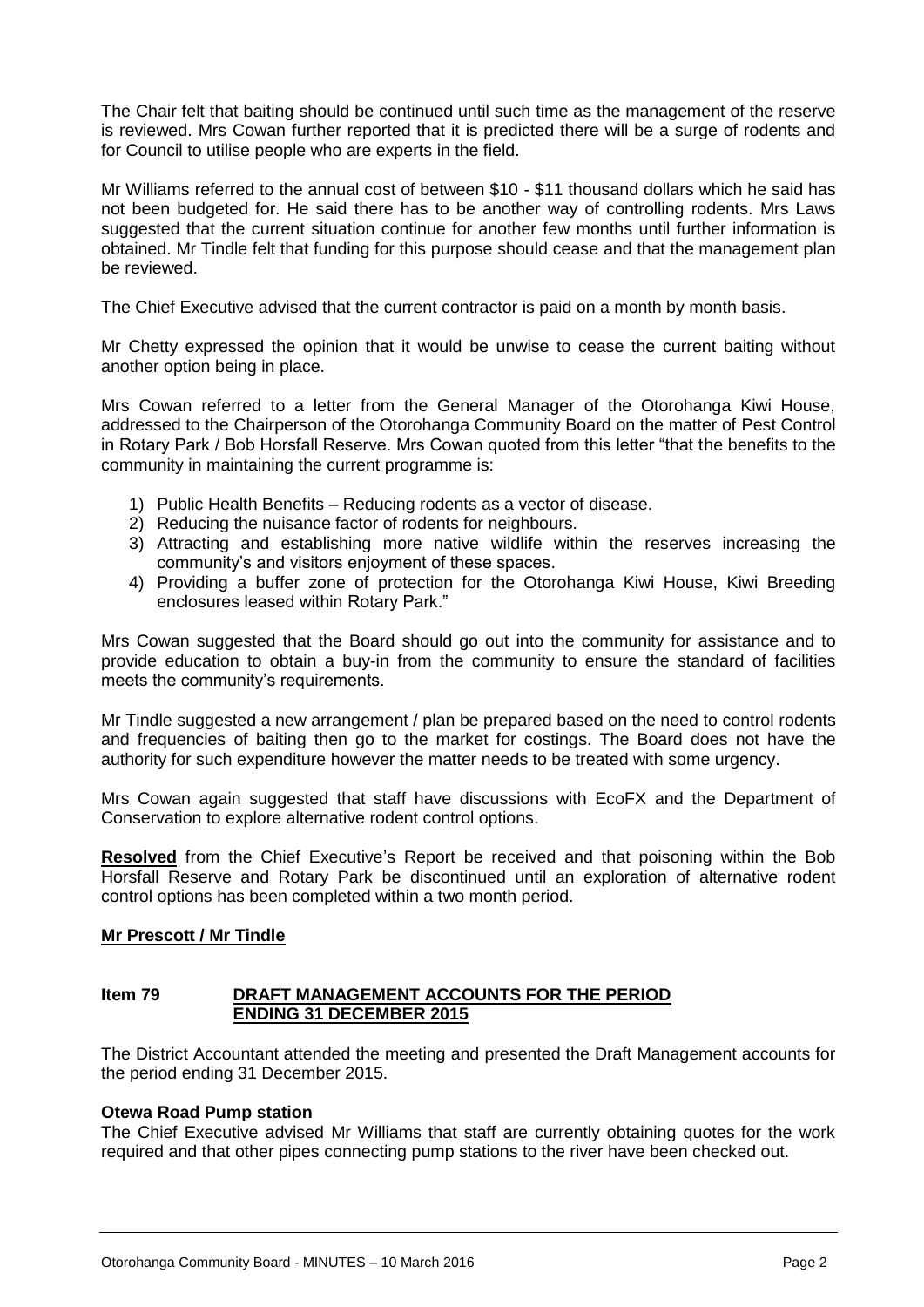The Chair felt that baiting should be continued until such time as the management of the reserve is reviewed. Mrs Cowan further reported that it is predicted there will be a surge of rodents and for Council to utilise people who are experts in the field.

Mr Williams referred to the annual cost of between $10 - $11 thousand dollars which he said has not been budgeted for. He said there has to be another way of controlling rodents. Mrs Laws suggested that the current situation continue for another few months until further information is obtained. Mr Tindle felt that funding for this purpose should cease and that the management plan be reviewed.

The Chief Executive advised that the current contractor is paid on a month by month basis.

Mr Chetty expressed the opinion that it would be unwise to cease the current baiting without another option being in place.

Mrs Cowan referred to a letter from the General Manager of the Otorohanga Kiwi House, addressed to the Chairperson of the Otorohanga Community Board on the matter of Pest Control in Rotary Park / Bob Horsfall Reserve. Mrs Cowan quoted from this letter "that the benefits to the community in maintaining the current programme is:

1) Public Health Benefits – Reducing rodents as a vector of disease.
2) Reducing the nuisance factor of rodents for neighbours.
3) Attracting and establishing more native wildlife within the reserves increasing the community's and visitors enjoyment of these spaces.
4) Providing a buffer zone of protection for the Otorohanga Kiwi House, Kiwi Breeding enclosures leased within Rotary Park."

Mrs Cowan suggested that the Board should go out into the community for assistance and to provide education to obtain a buy-in from the community to ensure the standard of facilities meets the community's requirements.

Mr Tindle suggested a new arrangement / plan be prepared based on the need to control rodents and frequencies of baiting then go to the market for costings. The Board does not have the authority for such expenditure however the matter needs to be treated with some urgency.

Mrs Cowan again suggested that staff have discussions with EcoFX and the Department of Conservation to explore alternative rodent control options.

**Resolved** from the Chief Executive's Report be received and that poisoning within the Bob Horsfall Reserve and Rotary Park be discontinued until an exploration of alternative rodent control options has been completed within a two month period.

**Mr Prescott / Mr Tindle**

## Item 79 DRAFT MANAGEMENT ACCOUNTS FOR THE PERIOD ENDING 31 DECEMBER 2015

The District Accountant attended the meeting and presented the Draft Management accounts for the period ending 31 December 2015.

**Otewa Road Pump station**

The Chief Executive advised Mr Williams that staff are currently obtaining quotes for the work required and that other pipes connecting pump stations to the river have been checked out.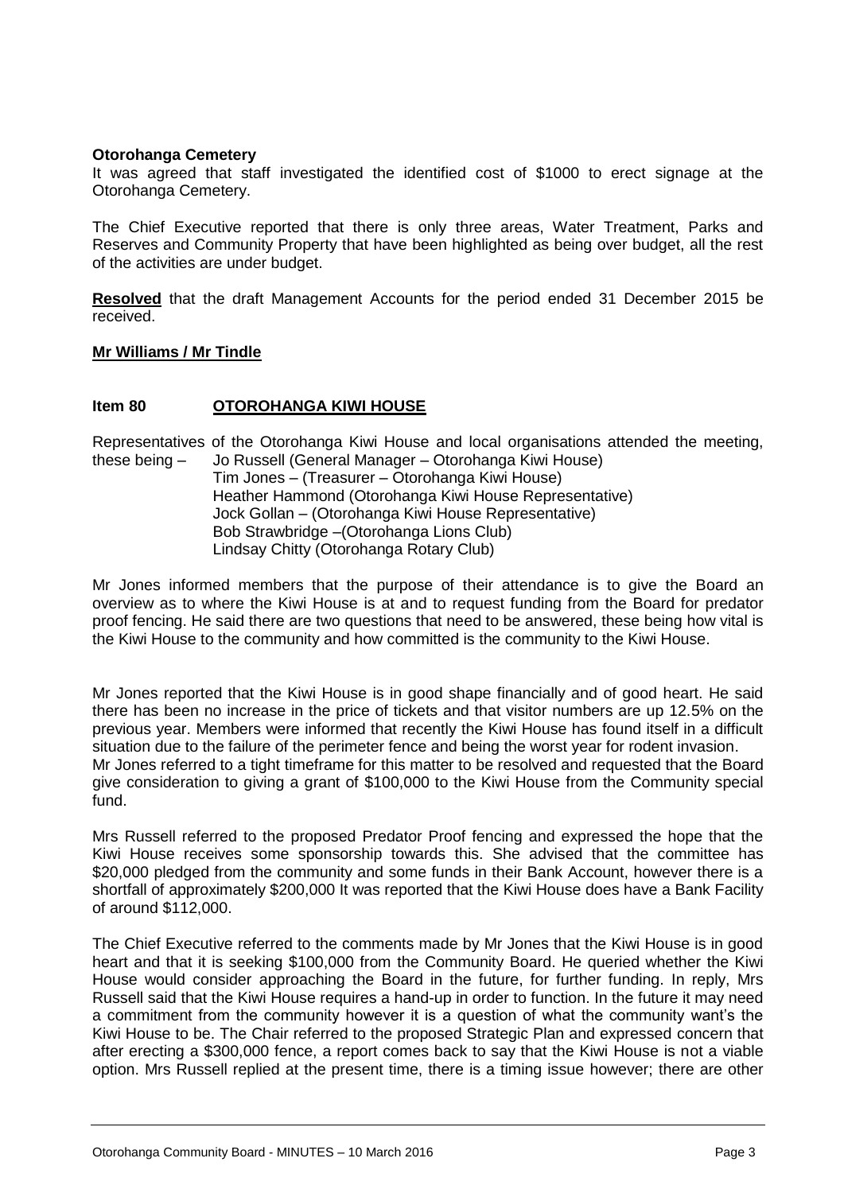**Otorohanga Cemetery**

It was agreed that staff investigated the identified cost of $1000 to erect signage at the Otorohanga Cemetery.

The Chief Executive reported that there is only three areas, Water Treatment, Parks and Reserves and Community Property that have been highlighted as being over budget, all the rest of the activities are under budget.

**Resolved** that the draft Management Accounts for the period ended 31 December 2015 be received.

**Mr Williams / Mr Tindle**

**Item 80 OTOROHANGA KIWI HOUSE**

Representatives of the Otorohanga Kiwi House and local organisations attended the meeting, these being –

- Jo Russell (General Manager – Otorohanga Kiwi House)
- Tim Jones – (Treasurer – Otorohanga Kiwi House)
- Heather Hammond (Otorohanga Kiwi House Representative)
- Jock Gollan – (Otorohanga Kiwi House Representative)
- Bob Strawbridge –(Otorohanga Lions Club)
- Lindsay Chitty (Otorohanga Rotary Club)

Mr Jones informed members that the purpose of their attendance is to give the Board an overview as to where the Kiwi House is at and to request funding from the Board for predator proof fencing. He said there are two questions that need to be answered, these being how vital is the Kiwi House to the community and how committed is the community to the Kiwi House.

Mr Jones reported that the Kiwi House is in good shape financially and of good heart. He said there has been no increase in the price of tickets and that visitor numbers are up 12.5% on the previous year. Members were informed that recently the Kiwi House has found itself in a difficult situation due to the failure of the perimeter fence and being the worst year for rodent invasion.
Mr Jones referred to a tight timeframe for this matter to be resolved and requested that the Board give consideration to giving a grant of $100,000 to the Kiwi House from the Community special fund.

Mrs Russell referred to the proposed Predator Proof fencing and expressed the hope that the Kiwi House receives some sponsorship towards this. She advised that the committee has $20,000 pledged from the community and some funds in their Bank Account, however there is a shortfall of approximately $200,000 It was reported that the Kiwi House does have a Bank Facility of around $112,000.

The Chief Executive referred to the comments made by Mr Jones that the Kiwi House is in good heart and that it is seeking $100,000 from the Community Board. He queried whether the Kiwi House would consider approaching the Board in the future, for further funding. In reply, Mrs Russell said that the Kiwi House requires a hand-up in order to function. In the future it may need a commitment from the community however it is a question of what the community want's the Kiwi House to be. The Chair referred to the proposed Strategic Plan and expressed concern that after erecting a $300,000 fence, a report comes back to say that the Kiwi House is not a viable option. Mrs Russell replied at the present time, there is a timing issue however; there are other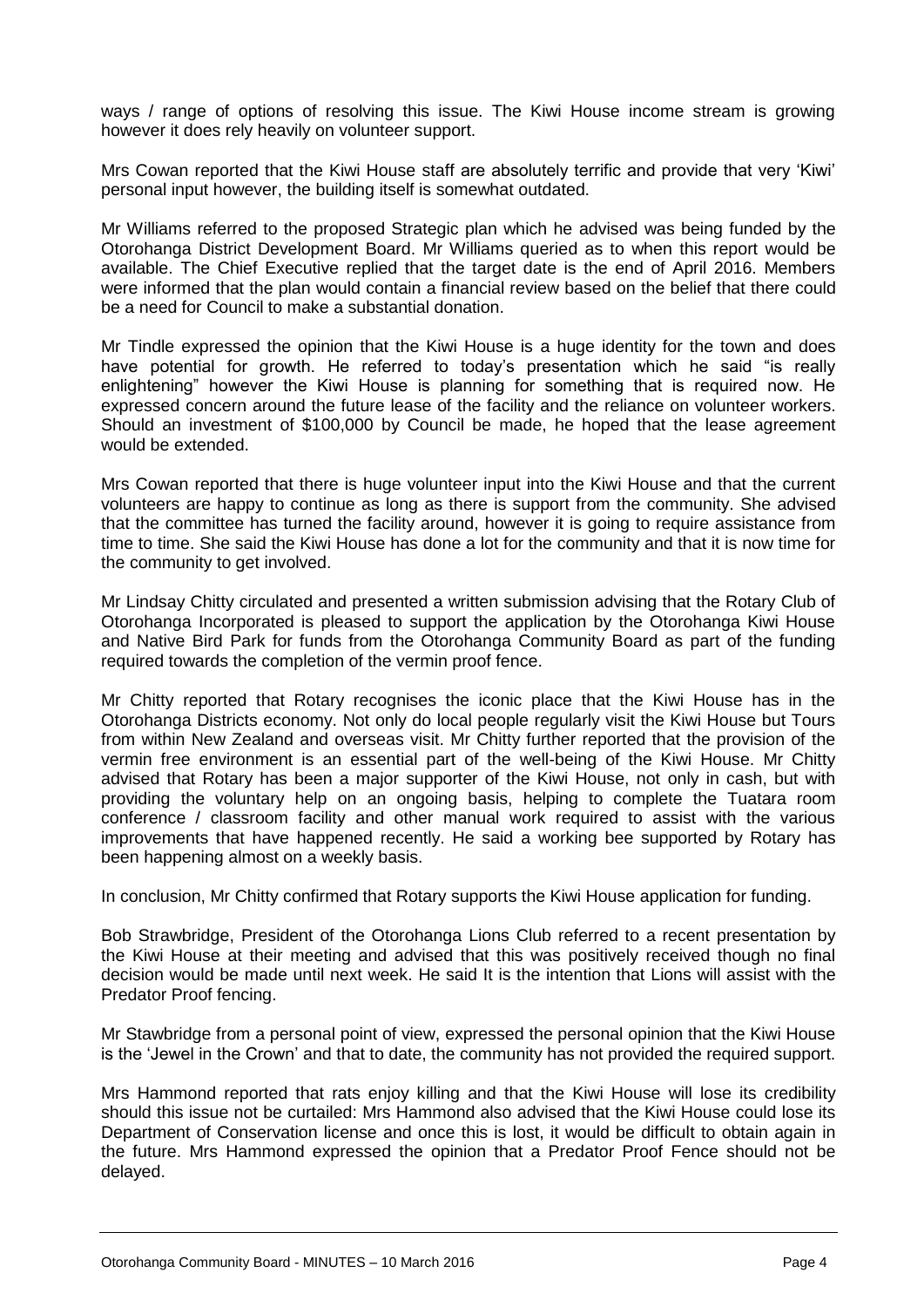ways / range of options of resolving this issue. The Kiwi House income stream is growing however it does rely heavily on volunteer support.

Mrs Cowan reported that the Kiwi House staff are absolutely terrific and provide that very 'Kiwi' personal input however, the building itself is somewhat outdated.

Mr Williams referred to the proposed Strategic plan which he advised was being funded by the Otorohanga District Development Board. Mr Williams queried as to when this report would be available. The Chief Executive replied that the target date is the end of April 2016. Members were informed that the plan would contain a financial review based on the belief that there could be a need for Council to make a substantial donation.

Mr Tindle expressed the opinion that the Kiwi House is a huge identity for the town and does have potential for growth. He referred to today's presentation which he said "is really enlightening" however the Kiwi House is planning for something that is required now. He expressed concern around the future lease of the facility and the reliance on volunteer workers. Should an investment of $100,000 by Council be made, he hoped that the lease agreement would be extended.

Mrs Cowan reported that there is huge volunteer input into the Kiwi House and that the current volunteers are happy to continue as long as there is support from the community. She advised that the committee has turned the facility around, however it is going to require assistance from time to time. She said the Kiwi House has done a lot for the community and that it is now time for the community to get involved.

Mr Lindsay Chitty circulated and presented a written submission advising that the Rotary Club of Otorohanga Incorporated is pleased to support the application by the Otorohanga Kiwi House and Native Bird Park for funds from the Otorohanga Community Board as part of the funding required towards the completion of the vermin proof fence.

Mr Chitty reported that Rotary recognises the iconic place that the Kiwi House has in the Otorohanga Districts economy. Not only do local people regularly visit the Kiwi House but Tours from within New Zealand and overseas visit. Mr Chitty further reported that the provision of the vermin free environment is an essential part of the well-being of the Kiwi House. Mr Chitty advised that Rotary has been a major supporter of the Kiwi House, not only in cash, but with providing the voluntary help on an ongoing basis, helping to complete the Tuatara room conference / classroom facility and other manual work required to assist with the various improvements that have happened recently. He said a working bee supported by Rotary has been happening almost on a weekly basis.

In conclusion, Mr Chitty confirmed that Rotary supports the Kiwi House application for funding.

Bob Strawbridge, President of the Otorohanga Lions Club referred to a recent presentation by the Kiwi House at their meeting and advised that this was positively received though no final decision would be made until next week. He said It is the intention that Lions will assist with the Predator Proof fencing.

Mr Stawbridge from a personal point of view, expressed the personal opinion that the Kiwi House is the 'Jewel in the Crown' and that to date, the community has not provided the required support.

Mrs Hammond reported that rats enjoy killing and that the Kiwi House will lose its credibility should this issue not be curtailed: Mrs Hammond also advised that the Kiwi House could lose its Department of Conservation license and once this is lost, it would be difficult to obtain again in the future. Mrs Hammond expressed the opinion that a Predator Proof Fence should not be delayed.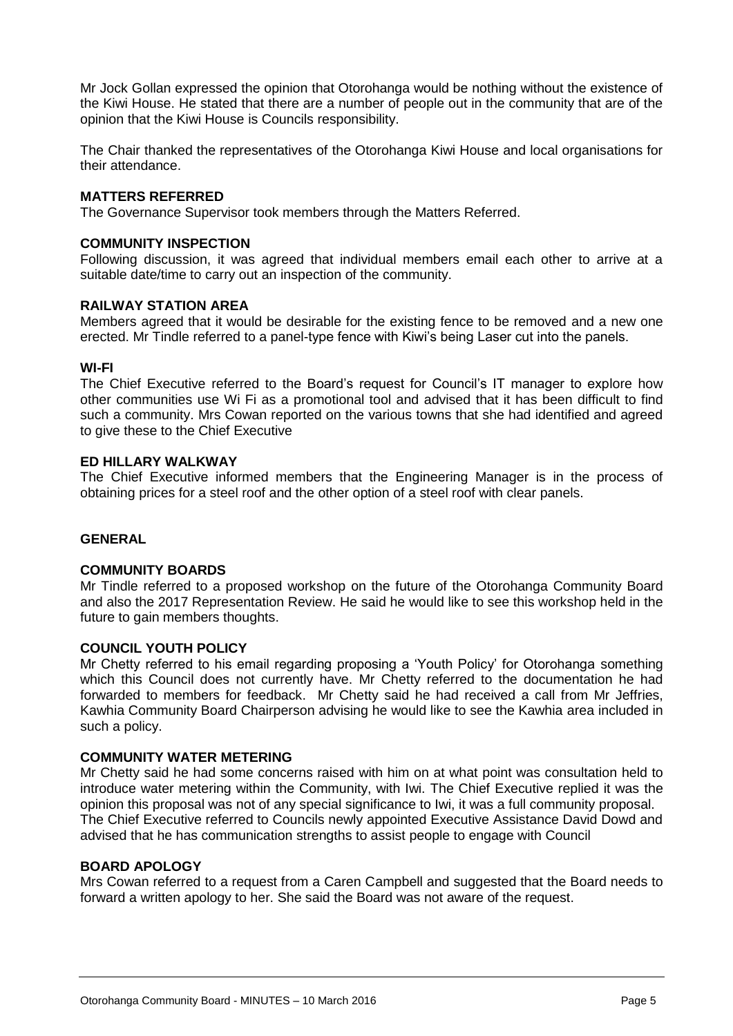Mr Jock Gollan expressed the opinion that Otorohanga would be nothing without the existence of the Kiwi House. He stated that there are a number of people out in the community that are of the opinion that the Kiwi House is Councils responsibility.

The Chair thanked the representatives of the Otorohanga Kiwi House and local organisations for their attendance.

**MATTERS REFERRED**

The Governance Supervisor took members through the Matters Referred.

**COMMUNITY INSPECTION**

Following discussion, it was agreed that individual members email each other to arrive at a suitable date/time to carry out an inspection of the community.

**RAILWAY STATION AREA**

Members agreed that it would be desirable for the existing fence to be removed and a new one erected. Mr Tindle referred to a panel-type fence with Kiwi's being Laser cut into the panels.

**WI-FI**

The Chief Executive referred to the Board's request for Council's IT manager to explore how other communities use Wi Fi as a promotional tool and advised that it has been difficult to find such a community. Mrs Cowan reported on the various towns that she had identified and agreed to give these to the Chief Executive

**ED HILLARY WALKWAY**

The Chief Executive informed members that the Engineering Manager is in the process of obtaining prices for a steel roof and the other option of a steel roof with clear panels.

**GENERAL**

**COMMUNITY BOARDS**

Mr Tindle referred to a proposed workshop on the future of the Otorohanga Community Board and also the 2017 Representation Review. He said he would like to see this workshop held in the future to gain members thoughts.

**COUNCIL YOUTH POLICY**

Mr Chetty referred to his email regarding proposing a 'Youth Policy' for Otorohanga something which this Council does not currently have. Mr Chetty referred to the documentation he had forwarded to members for feedback. Mr Chetty said he had received a call from Mr Jeffries, Kawhia Community Board Chairperson advising he would like to see the Kawhia area included in such a policy.

**COMMUNITY WATER METERING**

Mr Chetty said he had some concerns raised with him on at what point was consultation held to introduce water metering within the Community, with Iwi. The Chief Executive replied it was the opinion this proposal was not of any special significance to Iwi, it was a full community proposal.
The Chief Executive referred to Councils newly appointed Executive Assistance David Dowd and advised that he has communication strengths to assist people to engage with Council

**BOARD APOLOGY**

Mrs Cowan referred to a request from a Caren Campbell and suggested that the Board needs to forward a written apology to her. She said the Board was not aware of the request.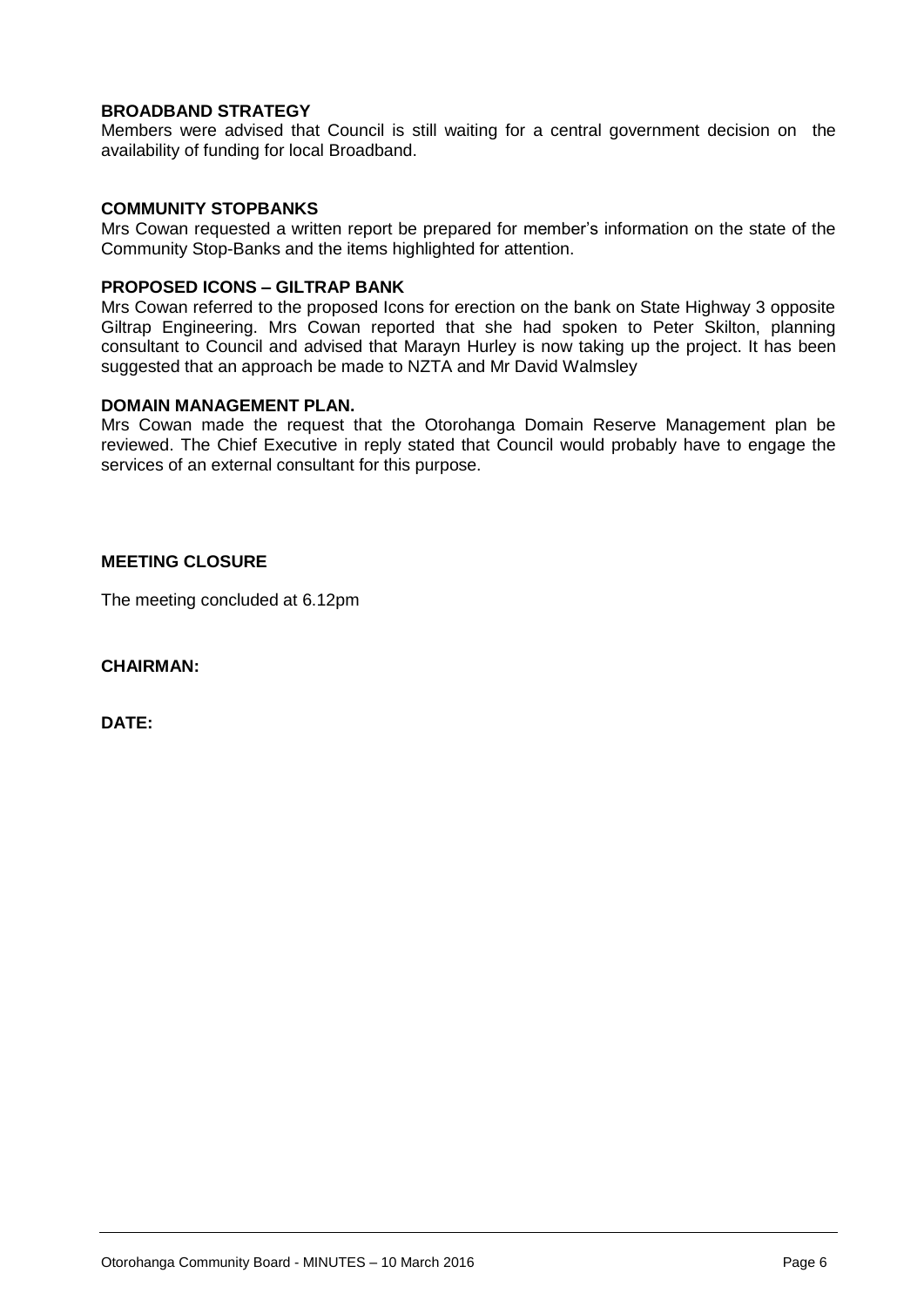**BROADBAND STRATEGY**

Members were advised that Council is still waiting for a central government decision on the availability of funding for local Broadband.

**COMMUNITY STOPBANKS**

Mrs Cowan requested a written report be prepared for member's information on the state of the Community Stop-Banks and the items highlighted for attention.

**PROPOSED ICONS – GILTRAP BANK**

Mrs Cowan referred to the proposed Icons for erection on the bank on State Highway 3 opposite Giltrap Engineering. Mrs Cowan reported that she had spoken to Peter Skilton, planning consultant to Council and advised that Marayn Hurley is now taking up the project. It has been suggested that an approach be made to NZTA and Mr David Walmsley

**DOMAIN MANAGEMENT PLAN.**

Mrs Cowan made the request that the Otorohanga Domain Reserve Management plan be reviewed. The Chief Executive in reply stated that Council would probably have to engage the services of an external consultant for this purpose.

**MEETING CLOSURE**

The meeting concluded at 6.12pm

**CHAIRMAN:**

**DATE:**